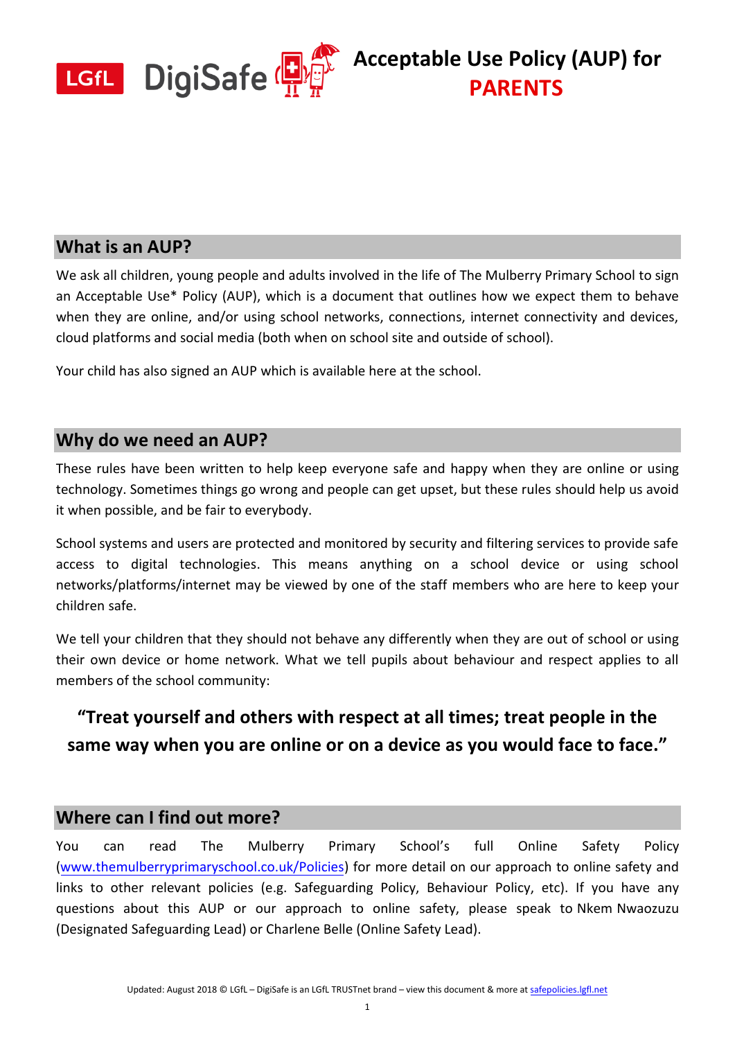# Acceptable Use Policy (AUP) for PARENTS

## What is an AUP?

We ask all children, young people and adults involved in the life of The Mulberry Primary School to sign an Acceptable Use* Policy (AUP), which is a document that outlines how we expect them to behave when they are online, and/or using school networks, connections, internet connectivity and devices, cloud platforms and social media (both when on school site and outside of school).

Your child has also signed an AUP which is available here at the school.

## Why do we need an AUP?

These rules have been written to help keep everyone safe and happy when they are online or using technology. Sometimes things go wrong and people can get upset, but these rules should help us avoid it when possible, and be fair to everybody.

School systems and users are protected and monitored by security and filtering services to provide safe access to digital technologies. This means anything on a school device or using school networks/platforms/internet may be viewed by one of the staff members who are here to keep your children safe.

We tell your children that they should not behave any differently when they are out of school or using their own device or home network. What we tell pupils about behaviour and respect applies to all members of the school community:

**"Treat yourself and others with respect at all times; treat people in the same way when you are online or on a device as you would face to face."**

## Where can I find out more?

You can read The Mulberry Primary School's full Online Safety Policy (www.themulberryprimaryschool.co.uk/Policies) for more detail on our approach to online safety and links to other relevant policies (e.g. Safeguarding Policy, Behaviour Policy, etc). If you have any questions about this AUP or our approach to online safety, please speak to Nkem Nwaozuzu (Designated Safeguarding Lead) or Charlene Belle (Online Safety Lead).

Updated: August 2018 © LGfL – DigiSafe is an LGfL TRUSTnet brand – view this document & more at safepolicies.lgfl.net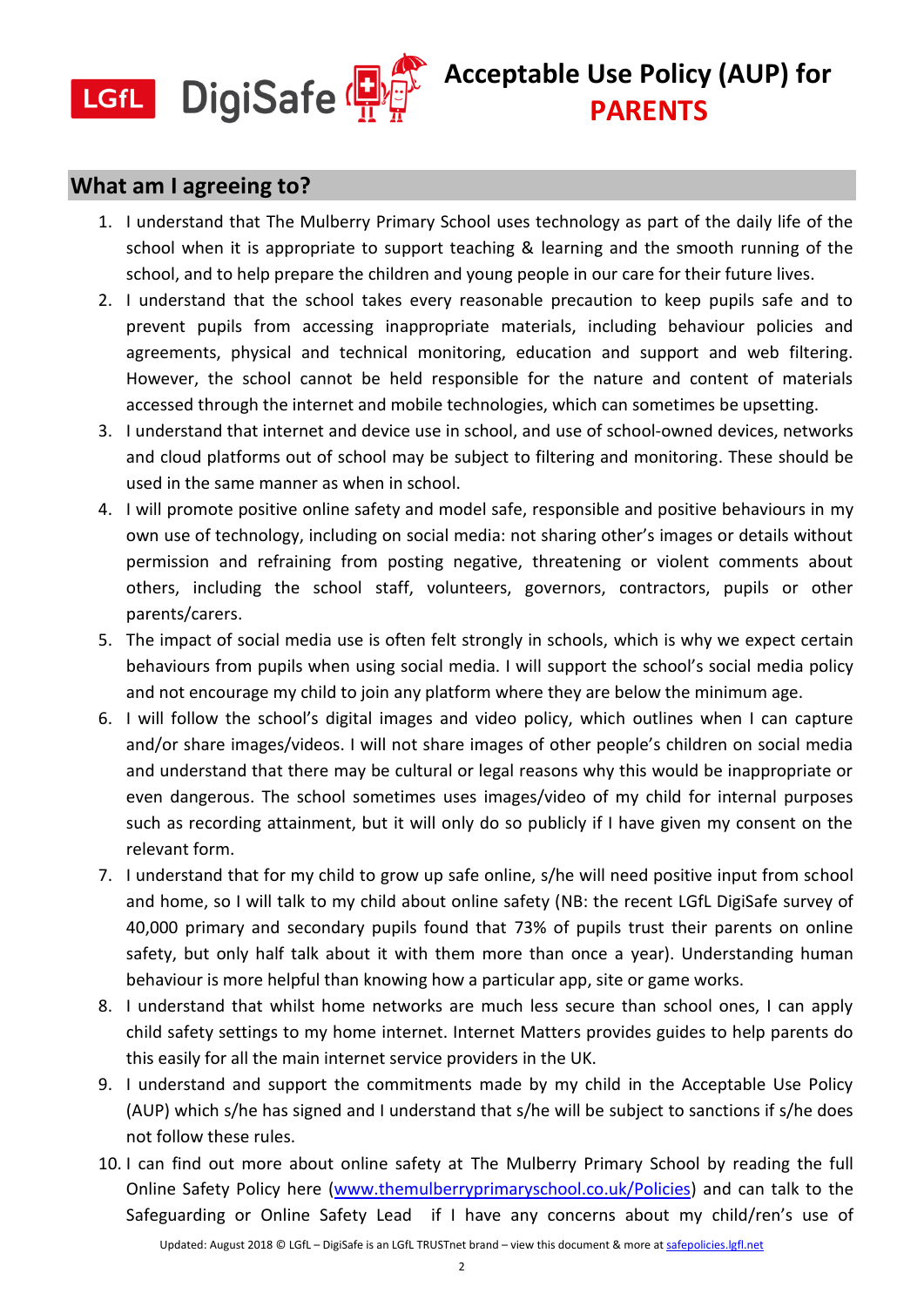# Acceptable Use Policy (AUP) for PARENTS

## What am I agreeing to?

1. I understand that The Mulberry Primary School uses technology as part of the daily life of the school when it is appropriate to support teaching & learning and the smooth running of the school, and to help prepare the children and young people in our care for their future lives.
2. I understand that the school takes every reasonable precaution to keep pupils safe and to prevent pupils from accessing inappropriate materials, including behaviour policies and agreements, physical and technical monitoring, education and support and web filtering. However, the school cannot be held responsible for the nature and content of materials accessed through the internet and mobile technologies, which can sometimes be upsetting.
3. I understand that internet and device use in school, and use of school-owned devices, networks and cloud platforms out of school may be subject to filtering and monitoring. These should be used in the same manner as when in school.
4. I will promote positive online safety and model safe, responsible and positive behaviours in my own use of technology, including on social media: not sharing other's images or details without permission and refraining from posting negative, threatening or violent comments about others, including the school staff, volunteers, governors, contractors, pupils or other parents/carers.
5. The impact of social media use is often felt strongly in schools, which is why we expect certain behaviours from pupils when using social media. I will support the school's social media policy and not encourage my child to join any platform where they are below the minimum age.
6. I will follow the school's digital images and video policy, which outlines when I can capture and/or share images/videos. I will not share images of other people's children on social media and understand that there may be cultural or legal reasons why this would be inappropriate or even dangerous. The school sometimes uses images/video of my child for internal purposes such as recording attainment, but it will only do so publicly if I have given my consent on the relevant form.
7. I understand that for my child to grow up safe online, s/he will need positive input from school and home, so I will talk to my child about online safety (NB: the recent LGfL DigiSafe survey of 40,000 primary and secondary pupils found that 73% of pupils trust their parents on online safety, but only half talk about it with them more than once a year). Understanding human behaviour is more helpful than knowing how a particular app, site or game works.
8. I understand that whilst home networks are much less secure than school ones, I can apply child safety settings to my home internet. Internet Matters provides guides to help parents do this easily for all the main internet service providers in the UK.
9. I understand and support the commitments made by my child in the Acceptable Use Policy (AUP) which s/he has signed and I understand that s/he will be subject to sanctions if s/he does not follow these rules.
10. I can find out more about online safety at The Mulberry Primary School by reading the full Online Safety Policy here ([www.themulberryprimaryschool.co.uk/Policies](www.themulberryprimaryschool.co.uk/Policies)) and can talk to the Safeguarding or Online Safety Lead if I have any concerns about my child/ren's use of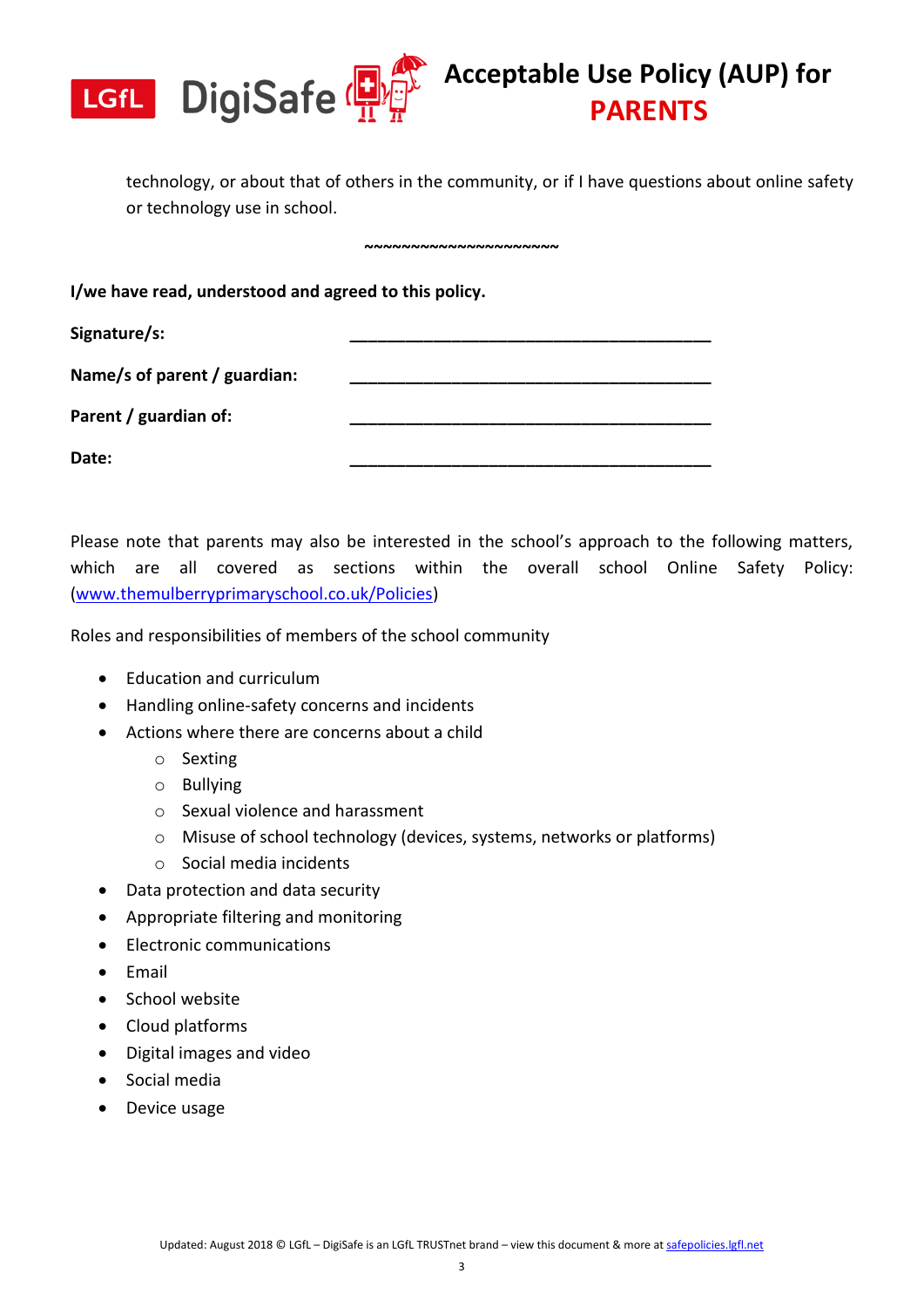technology, or about that of others in the community, or if I have questions about online safety or technology use in school.

~~~~~~~~~~~~~~~~~~~~~

**I/we have read, understood and agreed to this policy.**

**Signature/s:** ________________________________________

**Name/s of parent / guardian:** ________________________________________

**Parent / guardian of:** ________________________________________

**Date:** ________________________________________

Please note that parents may also be interested in the school's approach to the following matters, which are all covered as sections within the overall school Online Safety Policy: (www.themulberryprimaryschool.co.uk/Policies)

Roles and responsibilities of members of the school community

- Education and curriculum
- Handling online-safety concerns and incidents
- Actions where there are concerns about a child
  - Sexting
  - Bullying
  - Sexual violence and harassment
  - Misuse of school technology (devices, systems, networks or platforms)
  - Social media incidents
- Data protection and data security
- Appropriate filtering and monitoring
- Electronic communications
- Email
- School website
- Cloud platforms
- Digital images and video
- Social media
- Device usage